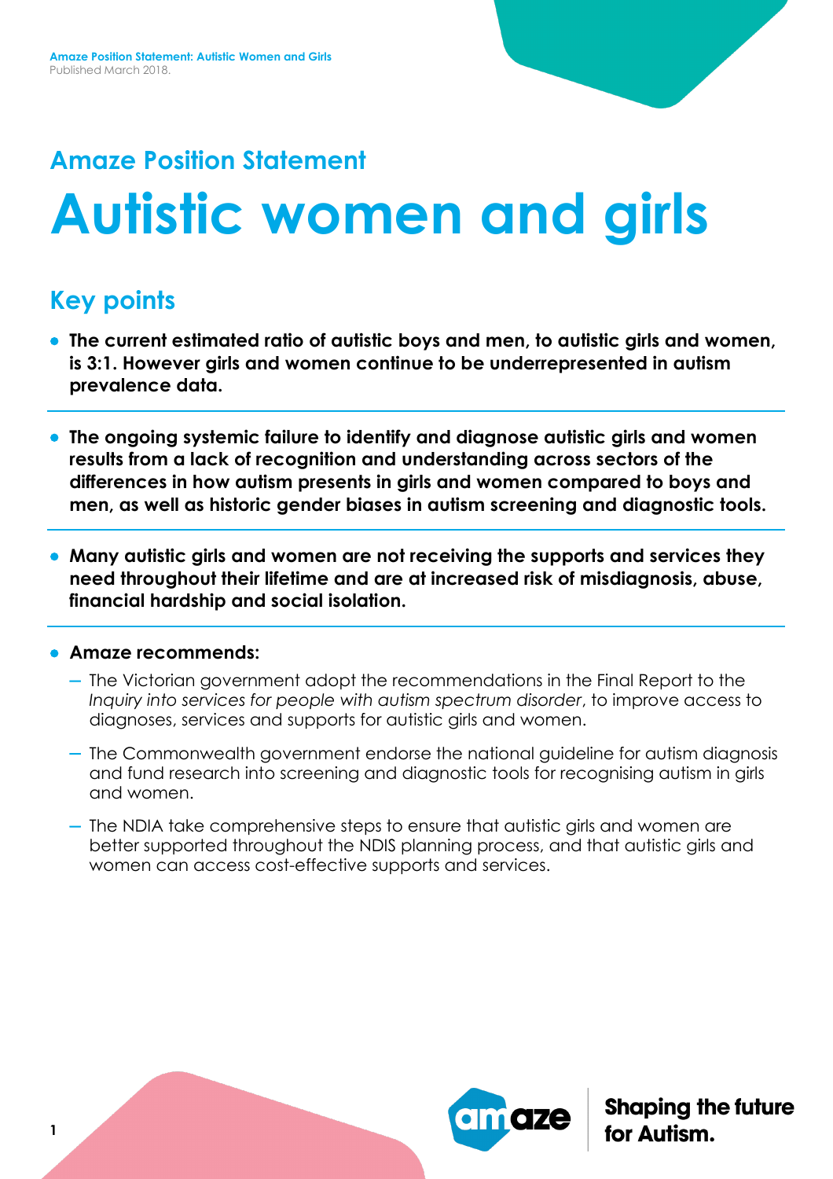## Amaze Position Statement

# Autistic women and girls

## Key points

- **The current estimated ratio of autistic boys and men, to autistic girls and women, is 3:1. However girls and women continue to be underrepresented in autism prevalence data.**

- **The ongoing systemic failure to identify and diagnose autistic girls and women results from a lack of recognition and understanding across sectors of the differences in how autism presents in girls and women compared to boys and men, as well as historic gender biases in autism screening and diagnostic tools.**

- **Many autistic girls and women are not receiving the supports and services they need throughout their lifetime and are at increased risk of misdiagnosis, abuse, financial hardship and social isolation.**

- **Amaze recommends:**
  - The Victorian government adopt the recommendations in the Final Report to the *Inquiry into services for people with autism spectrum disorder*, to improve access to diagnoses, services and supports for autistic girls and women.
  - The Commonwealth government endorse the national guideline for autism diagnosis and fund research into screening and diagnostic tools for recognising autism in girls and women.
  - The NDIA take comprehensive steps to ensure that autistic girls and women are better supported throughout the NDIS planning process, and that autistic girls and women can access cost-effective supports and services.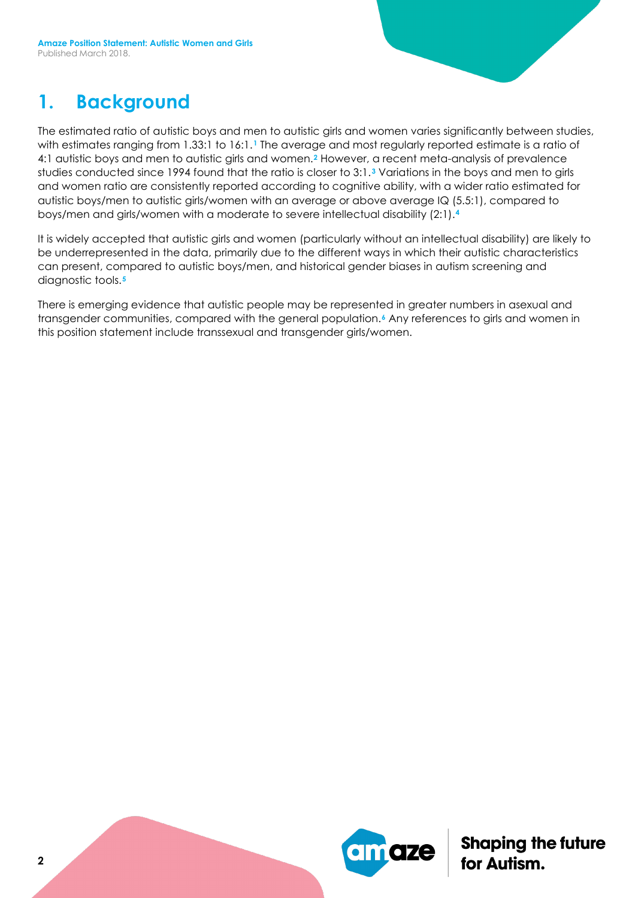# 1. Background

The estimated ratio of autistic boys and men to autistic girls and women varies significantly between studies, with estimates ranging from 1.33:1 to 16:1.[1] The average and most regularly reported estimate is a ratio of 4:1 autistic boys and men to autistic girls and women.[2] However, a recent meta-analysis of prevalence studies conducted since 1994 found that the ratio is closer to 3:1.[3] Variations in the boys and men to girls and women ratio are consistently reported according to cognitive ability, with a wider ratio estimated for autistic boys/men to autistic girls/women with an average or above average IQ (5.5:1), compared to boys/men and girls/women with a moderate to severe intellectual disability (2:1).[4]

It is widely accepted that autistic girls and women (particularly without an intellectual disability) are likely to be underrepresented in the data, primarily due to the different ways in which their autistic characteristics can present, compared to autistic boys/men, and historical gender biases in autism screening and diagnostic tools.[5]

There is emerging evidence that autistic people may be represented in greater numbers in asexual and transgender communities, compared with the general population.[6] Any references to girls and women in this position statement include transsexual and transgender girls/women.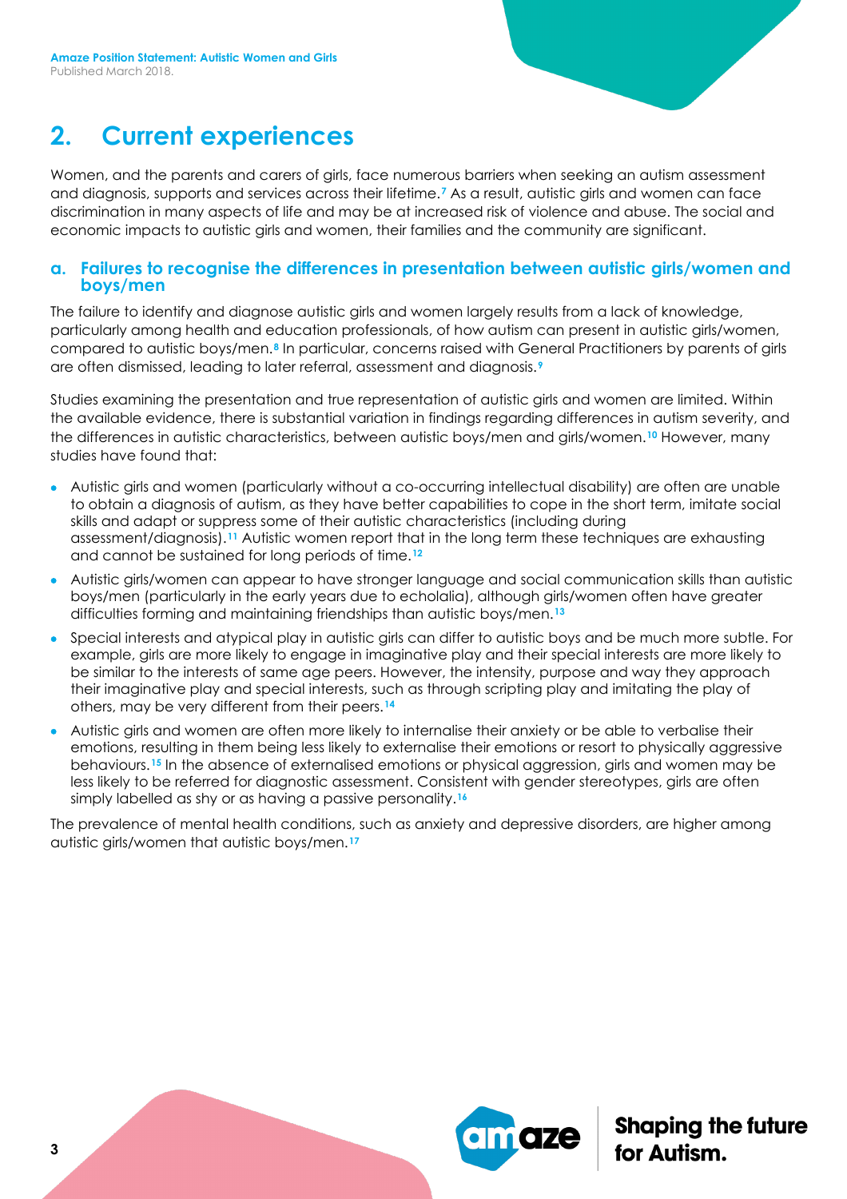## 2. Current experiences

Women, and the parents and carers of girls, face numerous barriers when seeking an autism assessment and diagnosis, supports and services across their lifetime.[7] As a result, autistic girls and women can face discrimination in many aspects of life and may be at increased risk of violence and abuse. The social and economic impacts to autistic girls and women, their families and the community are significant.

### a. Failures to recognise the differences in presentation between autistic girls/women and boys/men

The failure to identify and diagnose autistic girls and women largely results from a lack of knowledge, particularly among health and education professionals, of how autism can present in autistic girls/women, compared to autistic boys/men.[8] In particular, concerns raised with General Practitioners by parents of girls are often dismissed, leading to later referral, assessment and diagnosis.[9]

Studies examining the presentation and true representation of autistic girls and women are limited. Within the available evidence, there is substantial variation in findings regarding differences in autism severity, and the differences in autistic characteristics, between autistic boys/men and girls/women.[10] However, many studies have found that:

- Autistic girls and women (particularly without a co-occurring intellectual disability) are often are unable to obtain a diagnosis of autism, as they have better capabilities to cope in the short term, imitate social skills and adapt or suppress some of their autistic characteristics (including during assessment/diagnosis).[11] Autistic women report that in the long term these techniques are exhausting and cannot be sustained for long periods of time.[12]
- Autistic girls/women can appear to have stronger language and social communication skills than autistic boys/men (particularly in the early years due to echolalia), although girls/women often have greater difficulties forming and maintaining friendships than autistic boys/men.[13]
- Special interests and atypical play in autistic girls can differ to autistic boys and be much more subtle. For example, girls are more likely to engage in imaginative play and their special interests are more likely to be similar to the interests of same age peers. However, the intensity, purpose and way they approach their imaginative play and special interests, such as through scripting play and imitating the play of others, may be very different from their peers.[14]
- Autistic girls and women are often more likely to internalise their anxiety or be able to verbalise their emotions, resulting in them being less likely to externalise their emotions or resort to physically aggressive behaviours.[15] In the absence of externalised emotions or physical aggression, girls and women may be less likely to be referred for diagnostic assessment. Consistent with gender stereotypes, girls are often simply labelled as shy or as having a passive personality.[16]

The prevalence of mental health conditions, such as anxiety and depressive disorders, are higher among autistic girls/women that autistic boys/men.[17]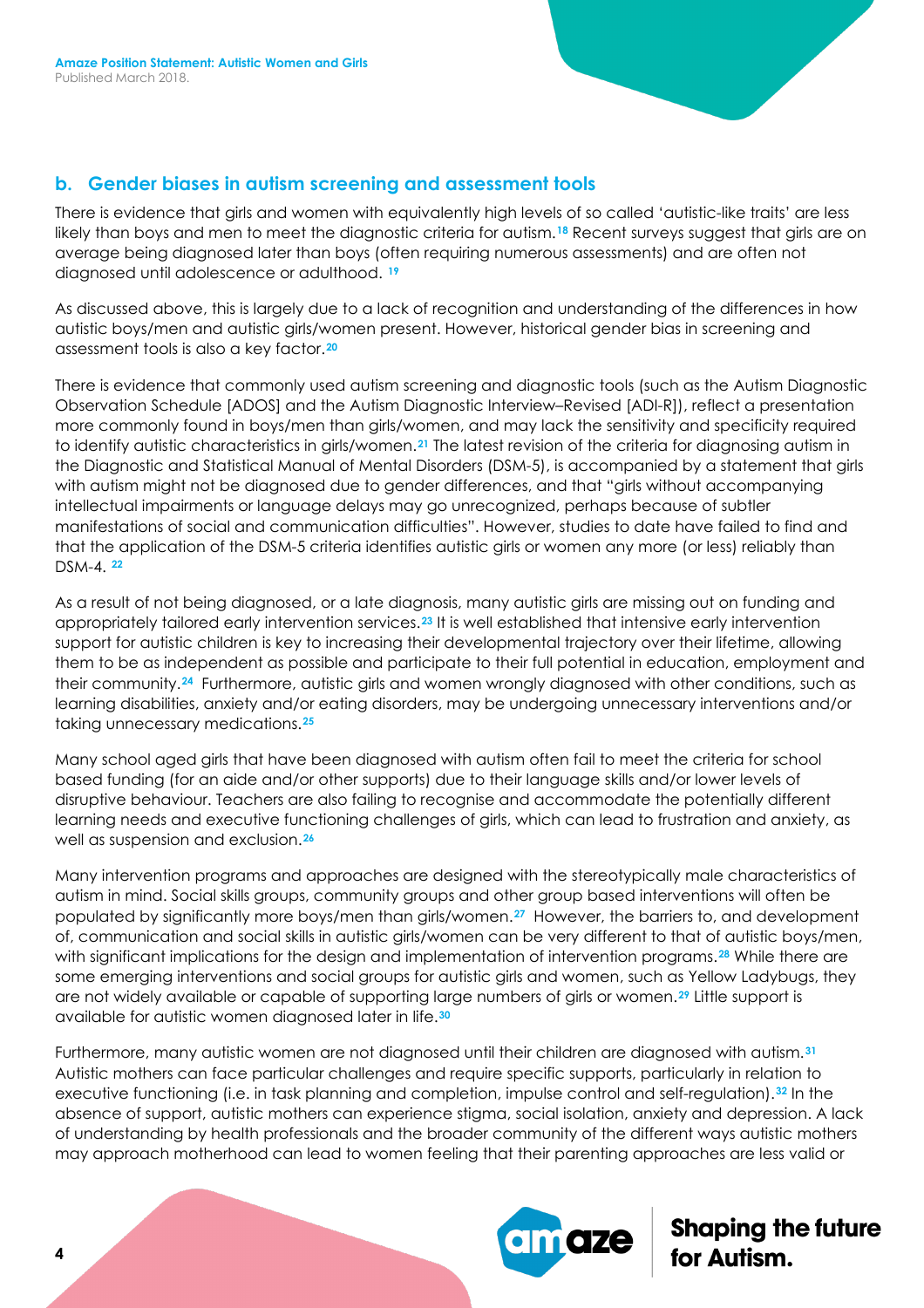## b. Gender biases in autism screening and assessment tools

There is evidence that girls and women with equivalently high levels of so called 'autistic-like traits' are less likely than boys and men to meet the diagnostic criteria for autism.[18] Recent surveys suggest that girls are on average being diagnosed later than boys (often requiring numerous assessments) and are often not diagnosed until adolescence or adulthood. [19]

As discussed above, this is largely due to a lack of recognition and understanding of the differences in how autistic boys/men and autistic girls/women present. However, historical gender bias in screening and assessment tools is also a key factor.[20]

There is evidence that commonly used autism screening and diagnostic tools (such as the Autism Diagnostic Observation Schedule [ADOS] and the Autism Diagnostic Interview–Revised [ADI-R]), reflect a presentation more commonly found in boys/men than girls/women, and may lack the sensitivity and specificity required to identify autistic characteristics in girls/women.[21] The latest revision of the criteria for diagnosing autism in the Diagnostic and Statistical Manual of Mental Disorders (DSM-5), is accompanied by a statement that girls with autism might not be diagnosed due to gender differences, and that "girls without accompanying intellectual impairments or language delays may go unrecognized, perhaps because of subtler manifestations of social and communication difficulties". However, studies to date have failed to find and that the application of the DSM-5 criteria identifies autistic girls or women any more (or less) reliably than DSM-4. [22]

As a result of not being diagnosed, or a late diagnosis, many autistic girls are missing out on funding and appropriately tailored early intervention services.[23] It is well established that intensive early intervention support for autistic children is key to increasing their developmental trajectory over their lifetime, allowing them to be as independent as possible and participate to their full potential in education, employment and their community.[24] Furthermore, autistic girls and women wrongly diagnosed with other conditions, such as learning disabilities, anxiety and/or eating disorders, may be undergoing unnecessary interventions and/or taking unnecessary medications.[25]

Many school aged girls that have been diagnosed with autism often fail to meet the criteria for school based funding (for an aide and/or other supports) due to their language skills and/or lower levels of disruptive behaviour. Teachers are also failing to recognise and accommodate the potentially different learning needs and executive functioning challenges of girls, which can lead to frustration and anxiety, as well as suspension and exclusion.[26]

Many intervention programs and approaches are designed with the stereotypically male characteristics of autism in mind. Social skills groups, community groups and other group based interventions will often be populated by significantly more boys/men than girls/women.[27] However, the barriers to, and development of, communication and social skills in autistic girls/women can be very different to that of autistic boys/men, with significant implications for the design and implementation of intervention programs.[28] While there are some emerging interventions and social groups for autistic girls and women, such as Yellow Ladybugs, they are not widely available or capable of supporting large numbers of girls or women.[29] Little support is available for autistic women diagnosed later in life.[30]

Furthermore, many autistic women are not diagnosed until their children are diagnosed with autism.[31] Autistic mothers can face particular challenges and require specific supports, particularly in relation to executive functioning (i.e. in task planning and completion, impulse control and self-regulation).[32] In the absence of support, autistic mothers can experience stigma, social isolation, anxiety and depression. A lack of understanding by health professionals and the broader community of the different ways autistic mothers may approach motherhood can lead to women feeling that their parenting approaches are less valid or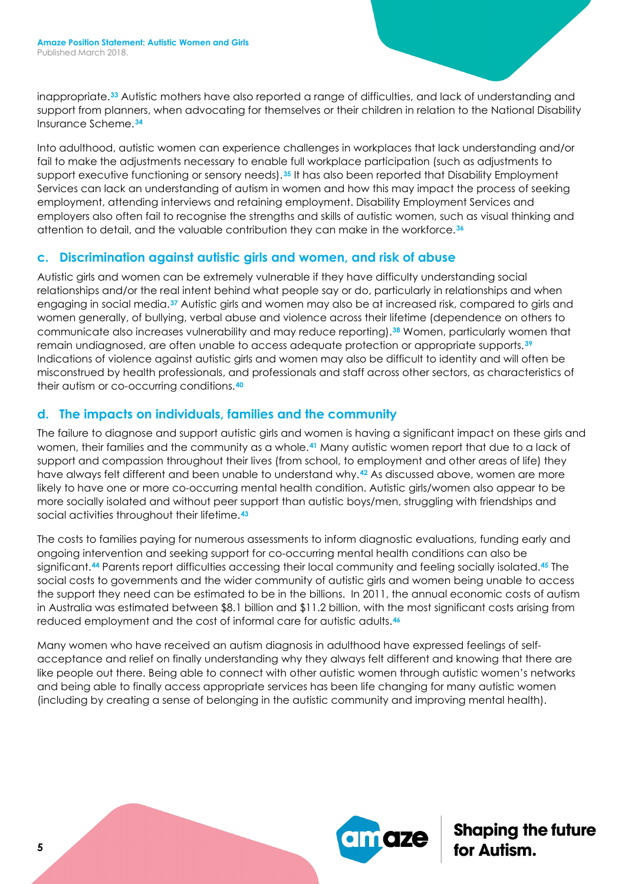inappropriate.[33] Autistic mothers have also reported a range of difficulties, and lack of understanding and support from planners, when advocating for themselves or their children in relation to the National Disability Insurance Scheme.[34]

Into adulthood, autistic women can experience challenges in workplaces that lack understanding and/or fail to make the adjustments necessary to enable full workplace participation (such as adjustments to support executive functioning or sensory needs).[35] It has also been reported that Disability Employment Services can lack an understanding of autism in women and how this may impact the process of seeking employment, attending interviews and retaining employment. Disability Employment Services and employers also often fail to recognise the strengths and skills of autistic women, such as visual thinking and attention to detail, and the valuable contribution they can make in the workforce.[36]

## c. Discrimination against autistic girls and women, and risk of abuse

Autistic girls and women can be extremely vulnerable if they have difficulty understanding social relationships and/or the real intent behind what people say or do, particularly in relationships and when engaging in social media.[37] Autistic girls and women may also be at increased risk, compared to girls and women generally, of bullying, verbal abuse and violence across their lifetime (dependence on others to communicate also increases vulnerability and may reduce reporting).[38] Women, particularly women that remain undiagnosed, are often unable to access adequate protection or appropriate supports.[39] Indications of violence against autistic girls and women may also be difficult to identity and will often be misconstrued by health professionals, and professionals and staff across other sectors, as characteristics of their autism or co-occurring conditions.[40]

## d. The impacts on individuals, families and the community

The failure to diagnose and support autistic girls and women is having a significant impact on these girls and women, their families and the community as a whole.[41] Many autistic women report that due to a lack of support and compassion throughout their lives (from school, to employment and other areas of life) they have always felt different and been unable to understand why.[42] As discussed above, women are more likely to have one or more co-occurring mental health condition. Autistic girls/women also appear to be more socially isolated and without peer support than autistic boys/men, struggling with friendships and social activities throughout their lifetime.[43]

The costs to families paying for numerous assessments to inform diagnostic evaluations, funding early and ongoing intervention and seeking support for co-occurring mental health conditions can also be significant.[44] Parents report difficulties accessing their local community and feeling socially isolated.[45] The social costs to governments and the wider community of autistic girls and women being unable to access the support they need can be estimated to be in the billions. In 2011, the annual economic costs of autism in Australia was estimated between $8.1 billion and $11.2 billion, with the most significant costs arising from reduced employment and the cost of informal care for autistic adults.[46]

Many women who have received an autism diagnosis in adulthood have expressed feelings of self-acceptance and relief on finally understanding why they always felt different and knowing that there are like people out there. Being able to connect with other autistic women through autistic women's networks and being able to finally access appropriate services has been life changing for many autistic women (including by creating a sense of belonging in the autistic community and improving mental health).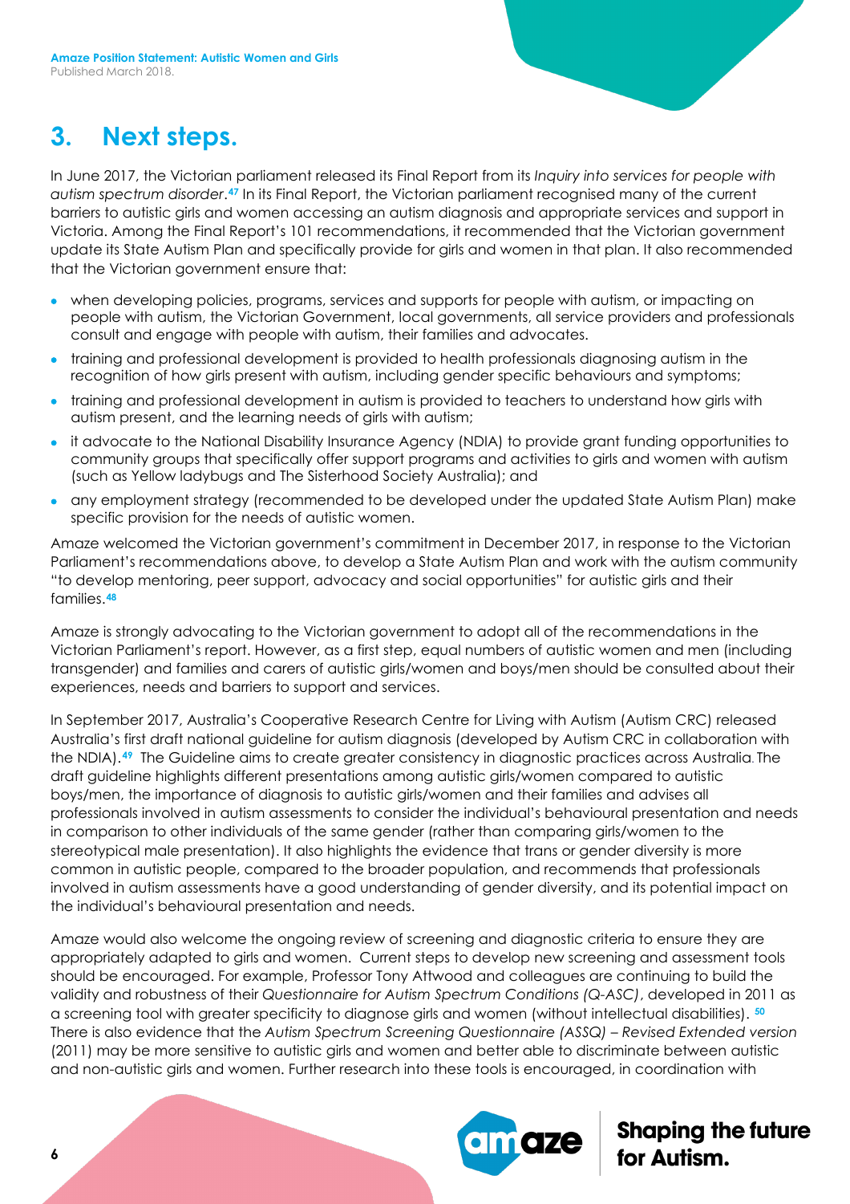## 3. Next steps.

In June 2017, the Victorian parliament released its Final Report from its *Inquiry into services for people with autism spectrum disorder*.[47] In its Final Report, the Victorian parliament recognised many of the current barriers to autistic girls and women accessing an autism diagnosis and appropriate services and support in Victoria. Among the Final Report's 101 recommendations, it recommended that the Victorian government update its State Autism Plan and specifically provide for girls and women in that plan. It also recommended that the Victorian government ensure that:

- when developing policies, programs, services and supports for people with autism, or impacting on people with autism, the Victorian Government, local governments, all service providers and professionals consult and engage with people with autism, their families and advocates.
- training and professional development is provided to health professionals diagnosing autism in the recognition of how girls present with autism, including gender specific behaviours and symptoms;
- training and professional development in autism is provided to teachers to understand how girls with autism present, and the learning needs of girls with autism;
- it advocate to the National Disability Insurance Agency (NDIA) to provide grant funding opportunities to community groups that specifically offer support programs and activities to girls and women with autism (such as Yellow ladybugs and The Sisterhood Society Australia); and
- any employment strategy (recommended to be developed under the updated State Autism Plan) make specific provision for the needs of autistic women.

Amaze welcomed the Victorian government's commitment in December 2017, in response to the Victorian Parliament's recommendations above, to develop a State Autism Plan and work with the autism community "to develop mentoring, peer support, advocacy and social opportunities" for autistic girls and their families.[48]

Amaze is strongly advocating to the Victorian government to adopt all of the recommendations in the Victorian Parliament's report. However, as a first step, equal numbers of autistic women and men (including transgender) and families and carers of autistic girls/women and boys/men should be consulted about their experiences, needs and barriers to support and services.

In September 2017, Australia's Cooperative Research Centre for Living with Autism (Autism CRC) released Australia's first draft national guideline for autism diagnosis (developed by Autism CRC in collaboration with the NDIA).[49] The Guideline aims to create greater consistency in diagnostic practices across Australia. The draft guideline highlights different presentations among autistic girls/women compared to autistic boys/men, the importance of diagnosis to autistic girls/women and their families and advises all professionals involved in autism assessments to consider the individual's behavioural presentation and needs in comparison to other individuals of the same gender (rather than comparing girls/women to the stereotypical male presentation). It also highlights the evidence that trans or gender diversity is more common in autistic people, compared to the broader population, and recommends that professionals involved in autism assessments have a good understanding of gender diversity, and its potential impact on the individual's behavioural presentation and needs.

Amaze would also welcome the ongoing review of screening and diagnostic criteria to ensure they are appropriately adapted to girls and women. Current steps to develop new screening and assessment tools should be encouraged. For example, Professor Tony Attwood and colleagues are continuing to build the validity and robustness of their *Questionnaire for Autism Spectrum Conditions (Q-ASC)*, developed in 2011 as a screening tool with greater specificity to diagnose girls and women (without intellectual disabilities).[50] There is also evidence that the *Autism Spectrum Screening Questionnaire (ASSQ) – Revised Extended version* (2011) may be more sensitive to autistic girls and women and better able to discriminate between autistic and non-autistic girls and women. Further research into these tools is encouraged, in coordination with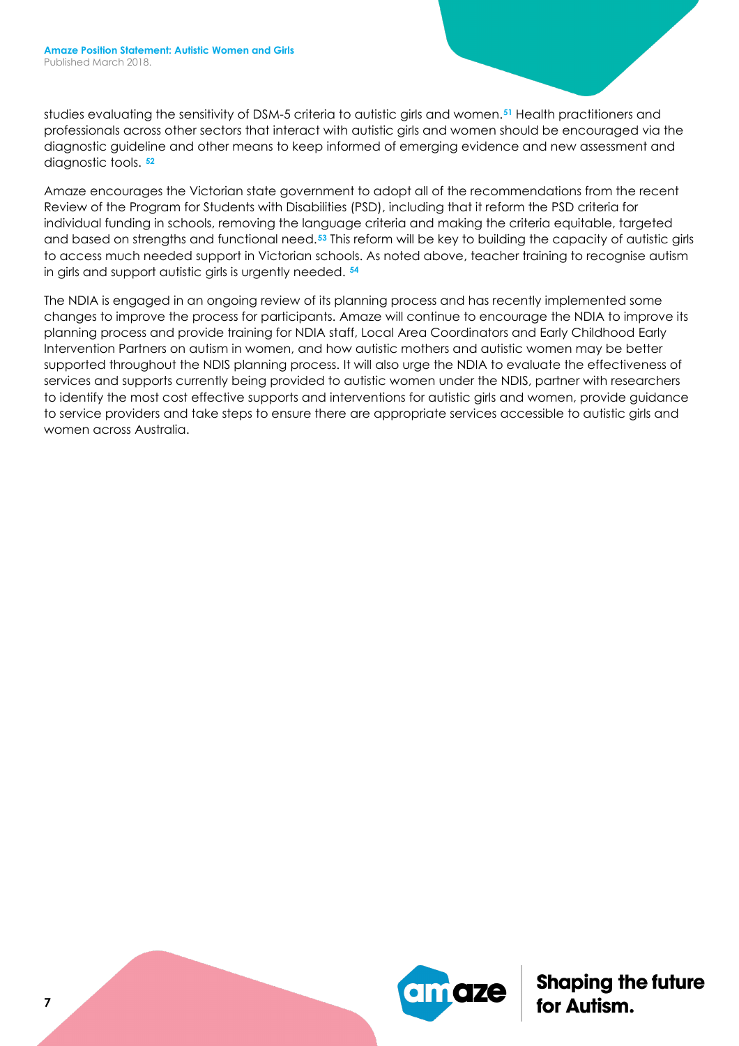studies evaluating the sensitivity of DSM-5 criteria to autistic girls and women.[51] Health practitioners and professionals across other sectors that interact with autistic girls and women should be encouraged via the diagnostic guideline and other means to keep informed of emerging evidence and new assessment and diagnostic tools. [52]

Amaze encourages the Victorian state government to adopt all of the recommendations from the recent Review of the Program for Students with Disabilities (PSD), including that it reform the PSD criteria for individual funding in schools, removing the language criteria and making the criteria equitable, targeted and based on strengths and functional need.[53] This reform will be key to building the capacity of autistic girls to access much needed support in Victorian schools. As noted above, teacher training to recognise autism in girls and support autistic girls is urgently needed. [54]

The NDIA is engaged in an ongoing review of its planning process and has recently implemented some changes to improve the process for participants. Amaze will continue to encourage the NDIA to improve its planning process and provide training for NDIA staff, Local Area Coordinators and Early Childhood Early Intervention Partners on autism in women, and how autistic mothers and autistic women may be better supported throughout the NDIS planning process. It will also urge the NDIA to evaluate the effectiveness of services and supports currently being provided to autistic women under the NDIS, partner with researchers to identify the most cost effective supports and interventions for autistic girls and women, provide guidance to service providers and take steps to ensure there are appropriate services accessible to autistic girls and women across Australia.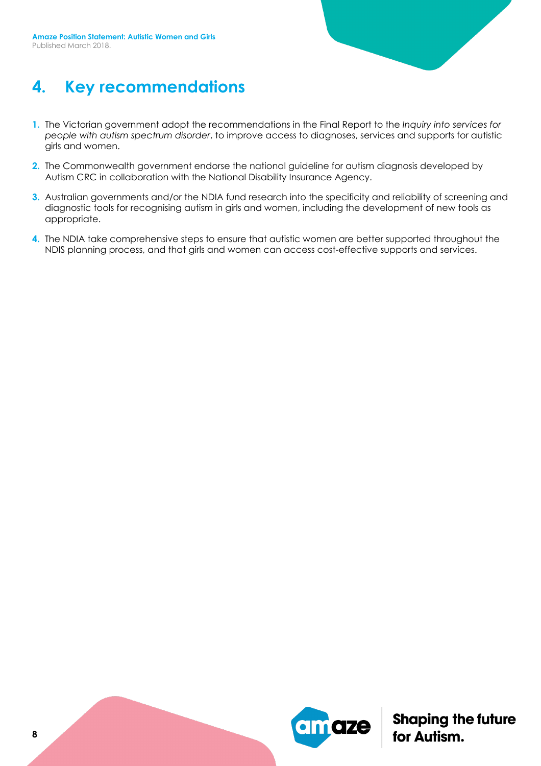## 4. Key recommendations

1. The Victorian government adopt the recommendations in the Final Report to the *Inquiry into services for people with autism spectrum disorder*, to improve access to diagnoses, services and supports for autistic girls and women.
2. The Commonwealth government endorse the national guideline for autism diagnosis developed by Autism CRC in collaboration with the National Disability Insurance Agency.
3. Australian governments and/or the NDIA fund research into the specificity and reliability of screening and diagnostic tools for recognising autism in girls and women, including the development of new tools as appropriate.
4. The NDIA take comprehensive steps to ensure that autistic women are better supported throughout the NDIS planning process, and that girls and women can access cost-effective supports and services.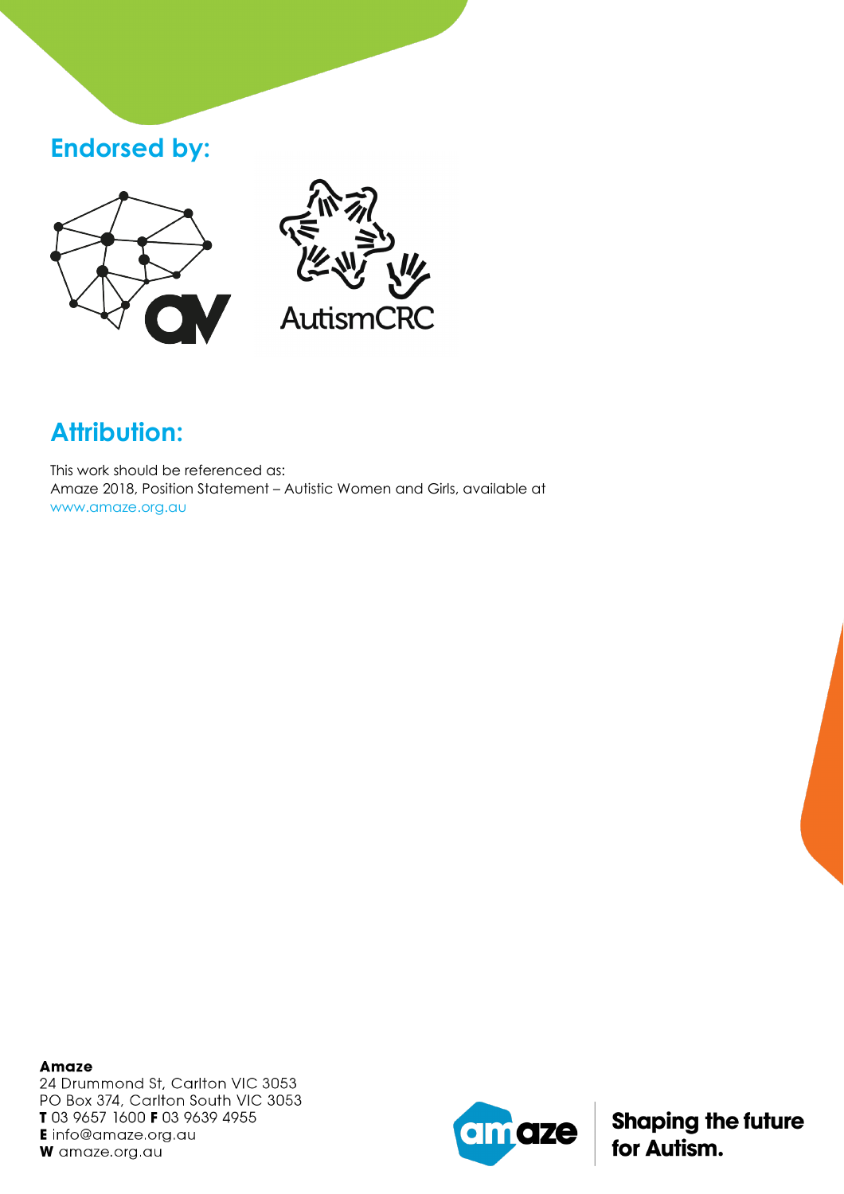## Endorsed by:

AutismCRC

## Attribution:

This work should be referenced as:
Amaze 2018, Position Statement – Autistic Women and Girls, available at
www.amaze.org.au

**Amaze**
24 Drummond St, Carlton VIC 3053
PO Box 374, Carlton South VIC 3053
**T** 03 9657 1600 **F** 03 9639 4955
**E** info@amaze.org.au
**W** amaze.org.au

amaze

**Shaping the future for Autism.**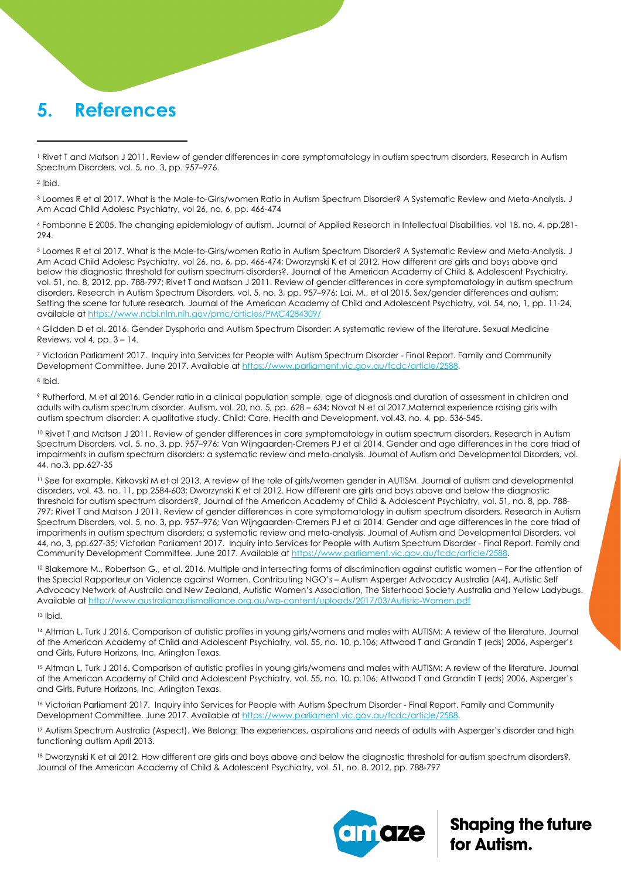# 5. References

[1] Rivet T and Matson J 2011. Review of gender differences in core symptomatology in autism spectrum disorders, Research in Autism Spectrum Disorders, vol. 5, no. 3, pp. 957–976.

[2] Ibid.

[3] Loomes R et al 2017. What is the Male-to-Girls/women Ratio in Autism Spectrum Disorder? A Systematic Review and Meta-Analysis. J Am Acad Child Adolesc Psychiatry, vol 26, no, 6, pp. 466-474

[4] Fombonne E 2005. The changing epidemiology of autism. Journal of Applied Research in Intellectual Disabilities, vol 18, no. 4, pp.281-294.

[5] Loomes R et al 2017. What is the Male-to-Girls/women Ratio in Autism Spectrum Disorder? A Systematic Review and Meta-Analysis. J Am Acad Child Adolesc Psychiatry, vol 26, no, 6, pp. 466-474; Dworzynski K et al 2012. How different are girls and boys above and below the diagnostic threshold for autism spectrum disorders?, Journal of the American Academy of Child & Adolescent Psychiatry, vol. 51, no. 8, 2012, pp. 788-797; Rivet T and Matson J 2011. Review of gender differences in core symptomatology in autism spectrum disorders, Research in Autism Spectrum Disorders, vol. 5, no. 3, pp. 957–976; Lai, M., et al 2015. Sex/gender differences and autism: Setting the scene for future research. Journal of the American Academy of Child and Adolescent Psychiatry, vol. 54, no, 1, pp. 11-24, available at https://www.ncbi.nlm.nih.gov/pmc/articles/PMC4284309/

[6] Glidden D et al. 2016. Gender Dysphoria and Autism Spectrum Disorder: A systematic review of the literature. Sexual Medicine Reviews, vol 4, pp. 3 – 14.

[7] Victorian Parliament 2017. Inquiry into Services for People with Autism Spectrum Disorder - Final Report. Family and Community Development Committee. June 2017. Available at https://www.parliament.vic.gov.au/fcdc/article/2588.

[8] Ibid.

[9] Rutherford, M et al 2016. Gender ratio in a clinical population sample, age of diagnosis and duration of assessment in children and adults with autism spectrum disorder. Autism, vol. 20, no. 5, pp. 628 – 634; Novat N et al 2017.Maternal experience raising girls with autism spectrum disorder: A qualitative study. Child: Care, Health and Development, vol.43, no. 4, pp. 536-545.

[10] Rivet T and Matson J 2011. Review of gender differences in core symptomatology in autism spectrum disorders, Research in Autism Spectrum Disorders, vol. 5, no. 3, pp. 957–976; Van Wijngaarden-Cremers PJ et al 2014. Gender and age differences in the core triad of impairments in autism spectrum disorders: a systematic review and meta-analysis. Journal of Autism and Developmental Disorders, vol. 44, no.3, pp.627-35

[11] See for example, Kirkovski M et al 2013. A review of the role of girls/women gender in AUTISM. Journal of autism and developmental disorders, vol. 43, no. 11, pp.2584-603; Dworzynski K et al 2012. How different are girls and boys above and below the diagnostic threshold for autism spectrum disorders?, Journal of the American Academy of Child & Adolescent Psychiatry, vol. 51, no. 8, pp. 788-797; Rivet T and Matson J 2011, Review of gender differences in core symptomatology in autism spectrum disorders, Research in Autism Spectrum Disorders, vol. 5, no. 3, pp. 957–976; Van Wijngaarden-Cremers PJ et al 2014. Gender and age differences in the core triad of impariments in autism spectrum disorders: a systematic review and meta-analysis. Journal of Autism and Developmental Disorders, vol 44, no, 3, pp.627-35; Victorian Parliament 2017. Inquiry into Services for People with Autism Spectrum Disorder - Final Report. Family and Community Development Committee. June 2017. Available at https://www.parliament.vic.gov.au/fcdc/article/2588.

[12] Blakemore M., Robertson G., et al. 2016. Multiple and intersecting forms of discrimination against autistic women – For the attention of the Special Rapporteur on Violence against Women. Contributing NGO's – Autism Asperger Advocacy Australia (A4), Autistic Self Advocacy Network of Australia and New Zealand, Autistic Women's Association, The Sisterhood Society Australia and Yellow Ladybugs. Available at http://www.australianautismalliance.org.au/wp-content/uploads/2017/03/Autistic-Women.pdf

[13] Ibid.

[14] Altman L, Turk J 2016. Comparison of autistic profiles in young girls/womens and males with AUTISM: A review of the literature. Journal of the American Academy of Child and Adolescent Psychiatry, vol. 55, no. 10, p.106; Attwood T and Grandin T (eds) 2006, Asperger's and Girls, Future Horizons, Inc, Arlington Texas.

[15] Altman L, Turk J 2016. Comparison of autistic profiles in young girls/womens and males with AUTISM: A review of the literature. Journal of the American Academy of Child and Adolescent Psychiatry, vol. 55, no. 10, p.106; Attwood T and Grandin T (eds) 2006, Asperger's and Girls, Future Horizons, Inc, Arlington Texas.

[16] Victorian Parliament 2017. Inquiry into Services for People with Autism Spectrum Disorder - Final Report. Family and Community Development Committee. June 2017. Available at https://www.parliament.vic.gov.au/fcdc/article/2588.

[17] Autism Spectrum Australia (Aspect). We Belong: The experiences, aspirations and needs of adults with Asperger's disorder and high functioning autism April 2013.

[18] Dworzynski K et al 2012. How different are girls and boys above and below the diagnostic threshold for autism spectrum disorders?, Journal of the American Academy of Child & Adolescent Psychiatry, vol. 51, no. 8, 2012, pp. 788-797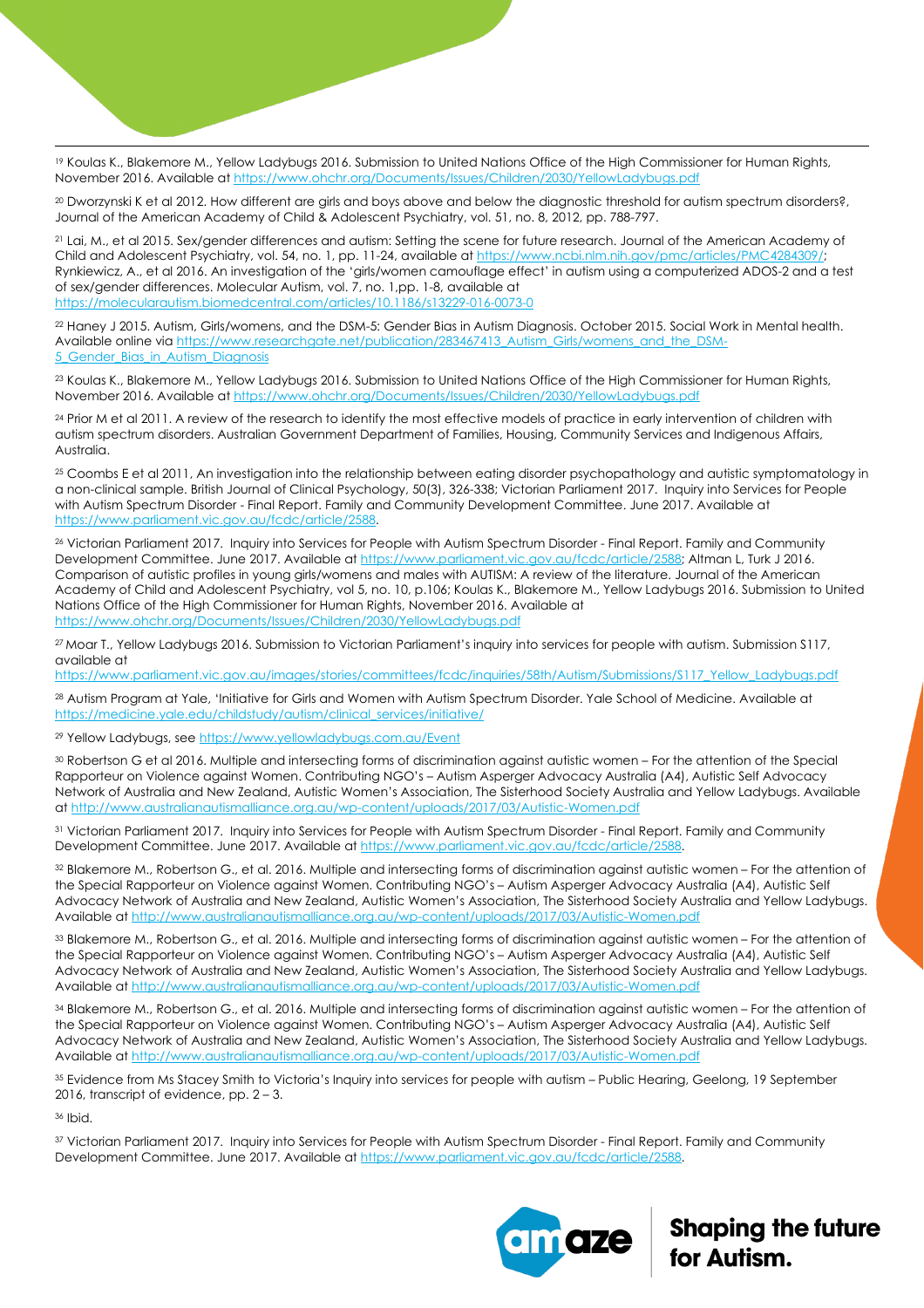[19] Koulas K., Blakemore M., Yellow Ladybugs 2016. Submission to United Nations Office of the High Commissioner for Human Rights, November 2016. Available at https://www.ohchr.org/Documents/Issues/Children/2030/YellowLadybugs.pdf

[20] Dworzynski K et al 2012. How different are girls and boys above and below the diagnostic threshold for autism spectrum disorders?, Journal of the American Academy of Child & Adolescent Psychiatry, vol. 51, no. 8, 2012, pp. 788-797.

[21] Lai, M., et al 2015. Sex/gender differences and autism: Setting the scene for future research. Journal of the American Academy of Child and Adolescent Psychiatry, vol. 54, no. 1, pp. 11-24, available at https://www.ncbi.nlm.nih.gov/pmc/articles/PMC4284309/; Rynkiewicz, A., et al 2016. An investigation of the 'girls/women camouflage effect' in autism using a computerized ADOS-2 and a test of sex/gender differences. Molecular Autism, vol. 7, no. 1,pp. 1-8, available at https://molecularautism.biomedcentral.com/articles/10.1186/s13229-016-0073-0

[22] Haney J 2015. Autism, Girls/womens, and the DSM-5: Gender Bias in Autism Diagnosis. October 2015. Social Work in Mental health. Available online via https://www.researchgate.net/publication/283467413_Autism_Girls/womens_and_the_DSM-5_Gender_Bias_in_Autism_Diagnosis

[23] Koulas K., Blakemore M., Yellow Ladybugs 2016. Submission to United Nations Office of the High Commissioner for Human Rights, November 2016. Available at https://www.ohchr.org/Documents/Issues/Children/2030/YellowLadybugs.pdf

[24] Prior M et al 2011. A review of the research to identify the most effective models of practice in early intervention of children with autism spectrum disorders. Australian Government Department of Families, Housing, Community Services and Indigenous Affairs, Australia.

[25] Coombs E et al 2011, An investigation into the relationship between eating disorder psychopathology and autistic symptomatology in a non-clinical sample. British Journal of Clinical Psychology, 50(3), 326-338; Victorian Parliament 2017. Inquiry into Services for People with Autism Spectrum Disorder - Final Report. Family and Community Development Committee. June 2017. Available at https://www.parliament.vic.gov.au/fcdc/article/2588.

[26] Victorian Parliament 2017. Inquiry into Services for People with Autism Spectrum Disorder - Final Report. Family and Community Development Committee. June 2017. Available at https://www.parliament.vic.gov.au/fcdc/article/2588; Altman L, Turk J 2016. Comparison of autistic profiles in young girls/womens and males with AUTISM: A review of the literature. Journal of the American Academy of Child and Adolescent Psychiatry, vol 5, no. 10, p.106; Koulas K., Blakemore M., Yellow Ladybugs 2016. Submission to United Nations Office of the High Commissioner for Human Rights, November 2016. Available at https://www.ohchr.org/Documents/Issues/Children/2030/YellowLadybugs.pdf

[27] Moar T., Yellow Ladybugs 2016. Submission to Victorian Parliament's inquiry into services for people with autism. Submission S117, available at https://www.parliament.vic.gov.au/images/stories/committees/fcdc/inquiries/58th/Autism/Submissions/S117_Yellow_Ladybugs.pdf

[28] Autism Program at Yale, 'Initiative for Girls and Women with Autism Spectrum Disorder. Yale School of Medicine. Available at https://medicine.yale.edu/childstudy/autism/clinical_services/initiative/

[29] Yellow Ladybugs, see https://www.yellowladybugs.com.au/Event

[30] Robertson G et al 2016. Multiple and intersecting forms of discrimination against autistic women – For the attention of the Special Rapporteur on Violence against Women. Contributing NGO's – Autism Asperger Advocacy Australia (A4), Autistic Self Advocacy Network of Australia and New Zealand, Autistic Women's Association, The Sisterhood Society Australia and Yellow Ladybugs. Available at http://www.australianautismalliance.org.au/wp-content/uploads/2017/03/Autistic-Women.pdf

[31] Victorian Parliament 2017. Inquiry into Services for People with Autism Spectrum Disorder - Final Report. Family and Community Development Committee. June 2017. Available at https://www.parliament.vic.gov.au/fcdc/article/2588.

[32] Blakemore M., Robertson G., et al. 2016. Multiple and intersecting forms of discrimination against autistic women – For the attention of the Special Rapporteur on Violence against Women. Contributing NGO's – Autism Asperger Advocacy Australia (A4), Autistic Self Advocacy Network of Australia and New Zealand, Autistic Women's Association, The Sisterhood Society Australia and Yellow Ladybugs. Available at http://www.australianautismalliance.org.au/wp-content/uploads/2017/03/Autistic-Women.pdf

[33] Blakemore M., Robertson G., et al. 2016. Multiple and intersecting forms of discrimination against autistic women – For the attention of the Special Rapporteur on Violence against Women. Contributing NGO's – Autism Asperger Advocacy Australia (A4), Autistic Self Advocacy Network of Australia and New Zealand, Autistic Women's Association, The Sisterhood Society Australia and Yellow Ladybugs. Available at http://www.australianautismalliance.org.au/wp-content/uploads/2017/03/Autistic-Women.pdf

[34] Blakemore M., Robertson G., et al. 2016. Multiple and intersecting forms of discrimination against autistic women – For the attention of the Special Rapporteur on Violence against Women. Contributing NGO's – Autism Asperger Advocacy Australia (A4), Autistic Self Advocacy Network of Australia and New Zealand, Autistic Women's Association, The Sisterhood Society Australia and Yellow Ladybugs. Available at http://www.australianautismalliance.org.au/wp-content/uploads/2017/03/Autistic-Women.pdf

[35] Evidence from Ms Stacey Smith to Victoria's Inquiry into services for people with autism – Public Hearing, Geelong, 19 September 2016, transcript of evidence, pp. 2 – 3.

[36] Ibid.

[37] Victorian Parliament 2017. Inquiry into Services for People with Autism Spectrum Disorder - Final Report. Family and Community Development Committee. June 2017. Available at https://www.parliament.vic.gov.au/fcdc/article/2588.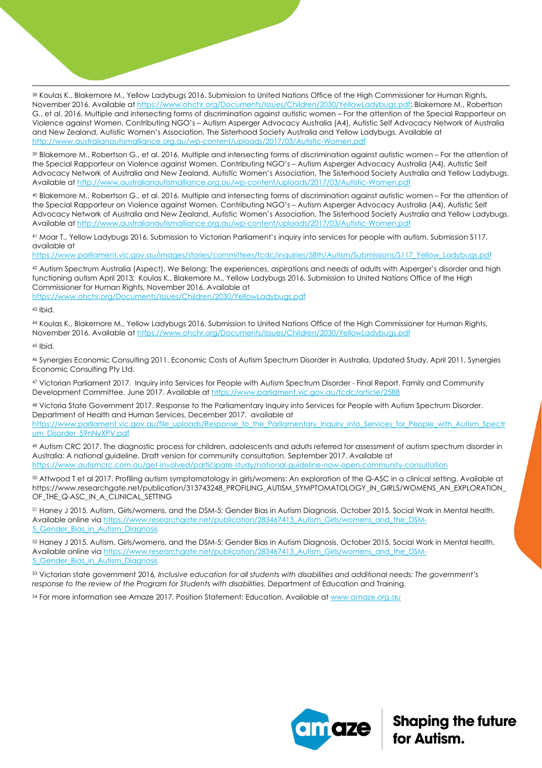[38] Koulas K., Blakemore M., Yellow Ladybugs 2016. Submission to United Nations Office of the High Commissioner for Human Rights, November 2016. Available at https://www.ohchr.org/Documents/Issues/Children/2030/YellowLadybugs.pdf; Blakemore M., Robertson G., et al. 2016. Multiple and intersecting forms of discrimination against autistic women – For the attention of the Special Rapporteur on Violence against Women. Contributing NGO's – Autism Asperger Advocacy Australia (A4), Autistic Self Advocacy Network of Australia and New Zealand, Autistic Women's Association, The Sisterhood Society Australia and Yellow Ladybugs. Available at http://www.australianautismalliance.org.au/wp-content/uploads/2017/03/Autistic-Women.pdf

[39] Blakemore M., Robertson G., et al. 2016. Multiple and intersecting forms of discrimination against autistic women – For the attention of the Special Rapporteur on Violence against Women. Contributing NGO's – Autism Asperger Advocacy Australia (A4), Autistic Self Advocacy Network of Australia and New Zealand, Autistic Women's Association, The Sisterhood Society Australia and Yellow Ladybugs. Available at http://www.australianautismalliance.org.au/wp-content/uploads/2017/03/Autistic-Women.pdf

[40] Blakemore M., Robertson G., et al. 2016. Multiple and intersecting forms of discrimination against autistic women – For the attention of the Special Rapporteur on Violence against Women. Contributing NGO's – Autism Asperger Advocacy Australia (A4), Autistic Self Advocacy Network of Australia and New Zealand, Autistic Women's Association, The Sisterhood Society Australia and Yellow Ladybugs. Available at http://www.australianautismalliance.org.au/wp-content/uploads/2017/03/Autistic-Women.pdf

[41] Moar T., Yellow Ladybugs 2016. Submission to Victorian Parliament's inquiry into services for people with autism. Submission S117, available at https://www.parliament.vic.gov.au/images/stories/committees/fcdc/inquiries/58th/Autism/Submissions/S117_Yellow_Ladybugs.pdf

[42] Autism Spectrum Australia (Aspect). We Belong: The experiences, aspirations and needs of adults with Asperger's disorder and high functioning autism April 2013; Koulas K., Blakemore M., Yellow Ladybugs 2016. Submission to United Nations Office of the High Commissioner for Human Rights, November 2016. Available at https://www.ohchr.org/Documents/Issues/Children/2030/YellowLadybugs.pdf

[43] Ibid.

[44] Koulas K., Blakemore M., Yellow Ladybugs 2016. Submission to United Nations Office of the High Commissioner for Human Rights, November 2016. Available at https://www.ohchr.org/Documents/Issues/Children/2030/YellowLadybugs.pdf

[45] Ibid.

[46] Synergies Economic Consulting 2011. Economic Costs of Autism Spectrum Disorder in Australia, Updated Study, April 2011, Synergies Economic Consulting Pty Ltd.

[47] Victorian Parliament 2017. Inquiry into Services for People with Autism Spectrum Disorder - Final Report. Family and Community Development Committee. June 2017. Available at https://www.parliament.vic.gov.au/fcdc/article/2588

[48] Victoria State Government 2017. Response to the Parliamentary Inquiry into Services for People with Autism Spectrum Disorder. Department of Health and Human Services, December 2017, available at https://www.parliament.vic.gov.au/file_uploads/Response_to_the_Parliamentary_Inquiry_into_Services_for_People_with_Autism_Spectrum_Disorder_59nNyXPV.pdf

[49] Autism CRC 2017. The diagnostic process for children, adolescents and adults referred for assessment of autism spectrum disorder in Australia: A national guideline. Draft version for community consultation. September 2017. Available at https://www.autismcrc.com.au/get-involved/participate-study/national-guideline-now-open-community-consultation

[50] Attwood T et al 2017. Profiling autism symptomatology in girls/womens: An exploration of the Q-ASC in a clinical setting. Available at https://www.researchgate.net/publication/313743248_PROFILING_AUTISM_SYMPTOMATOLOGY_IN_GIRLS/WOMENS_AN_EXPLORATION_OF_THE_Q-ASC_IN_A_CLINICAL_SETTING

[51] Haney J 2015. Autism, Girls/womens, and the DSM-5: Gender Bias in Autism Diagnosis. October 2015. Social Work in Mental health. Available online via https://www.researchgate.net/publication/283467413_Autism_Girls/womens_and_the_DSM-5_Gender_Bias_in_Autism_Diagnosis

[52] Haney J 2015. Autism, Girls/womens, and the DSM-5: Gender Bias in Autism Diagnosis. October 2015. Social Work in Mental health. Available online via https://www.researchgate.net/publication/283467413_Autism_Girls/womens_and_the_DSM-5_Gender_Bias_in_Autism_Diagnosis

[53] Victorian state government 2016, *Inclusive education for all students with disabilities and additional needs: The government's response to the review of the Program for Students with disabilities.* Department of Education and Training.

[54] For more information see Amaze 2017, Position Statement: Education. Available at www.amaze.org.au

amaze | **Shaping the future for Autism.**